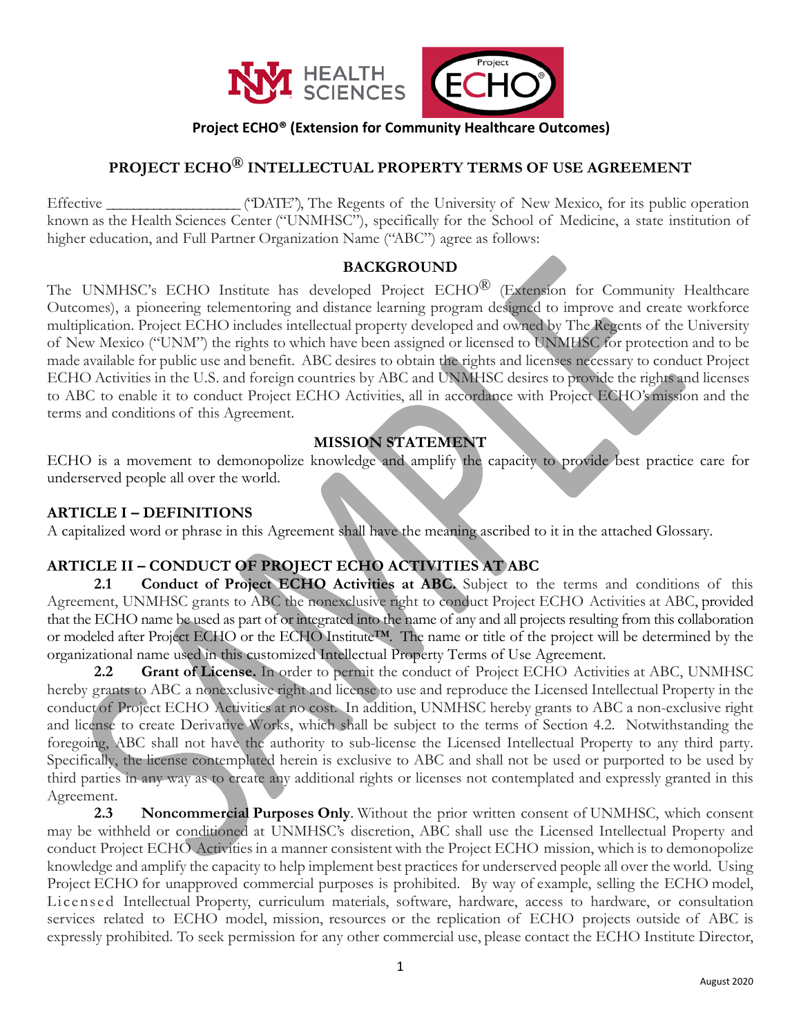**Project ECHO® (Extension for Community Healthcare Outcomes)**

# PROJECT ECHO® INTELLECTUAL PROPERTY TERMS OF USE AGREEMENT

Effective _________________ ("DATE"), The Regents of the University of New Mexico, for its public operation known as the Health Sciences Center ("UNMHSC"), specifically for the School of Medicine, a state institution of higher education, and Full Partner Organization Name ("ABC") agree as follows:

## BACKGROUND

The UNMHSC's ECHO Institute has developed Project ECHO® (Extension for Community Healthcare Outcomes), a pioneering telementoring and distance learning program designed to improve and create workforce multiplication. Project ECHO includes intellectual property developed and owned by The Regents of the University of New Mexico ("UNM") the rights to which have been assigned or licensed to UNMHSC for protection and to be made available for public use and benefit. ABC desires to obtain the rights and licenses necessary to conduct Project ECHO Activities in the U.S. and foreign countries by ABC and UNMHSC desires to provide the rights and licenses to ABC to enable it to conduct Project ECHO Activities, all in accordance with Project ECHO's mission and the terms and conditions of this Agreement.

## MISSION STATEMENT

ECHO is a movement to demonopolize knowledge and amplify the capacity to provide best practice care for underserved people all over the world.

## ARTICLE I – DEFINITIONS

A capitalized word or phrase in this Agreement shall have the meaning ascribed to it in the attached Glossary.

## ARTICLE II – CONDUCT OF PROJECT ECHO ACTIVITIES AT ABC

**2.1 Conduct of Project ECHO Activities at ABC.** Subject to the terms and conditions of this Agreement, UNMHSC grants to ABC the nonexclusive right to conduct Project ECHO Activities at ABC, provided that the ECHO name be used as part of or integrated into the name of any and all projects resulting from this collaboration or modeled after Project ECHO or the ECHO Institute™. The name or title of the project will be determined by the organizational name used in this customized Intellectual Property Terms of Use Agreement.

**2.2 Grant of License.** In order to permit the conduct of Project ECHO Activities at ABC, UNMHSC hereby grants to ABC a nonexclusive right and license to use and reproduce the Licensed Intellectual Property in the conduct of Project ECHO Activities at no cost. In addition, UNMHSC hereby grants to ABC a non-exclusive right and license to create Derivative Works, which shall be subject to the terms of Section 4.2. Notwithstanding the foregoing, ABC shall not have the authority to sub-license the Licensed Intellectual Property to any third party. Specifically, the license contemplated herein is exclusive to ABC and shall not be used or purported to be used by third parties in any way as to create any additional rights or licenses not contemplated and expressly granted in this Agreement.

**2.3 Noncommercial Purposes Only**. Without the prior written consent of UNMHSC, which consent may be withheld or conditioned at UNMHSC's discretion, ABC shall use the Licensed Intellectual Property and conduct Project ECHO Activities in a manner consistent with the Project ECHO mission, which is to demonopolize knowledge and amplify the capacity to help implement best practices for underserved people all over the world. Using Project ECHO for unapproved commercial purposes is prohibited. By way of example, selling the ECHO model, Licensed Intellectual Property, curriculum materials, software, hardware, access to hardware, or consultation services related to ECHO model, mission, resources or the replication of ECHO projects outside of ABC is expressly prohibited. To seek permission for any other commercial use, please contact the ECHO Institute Director,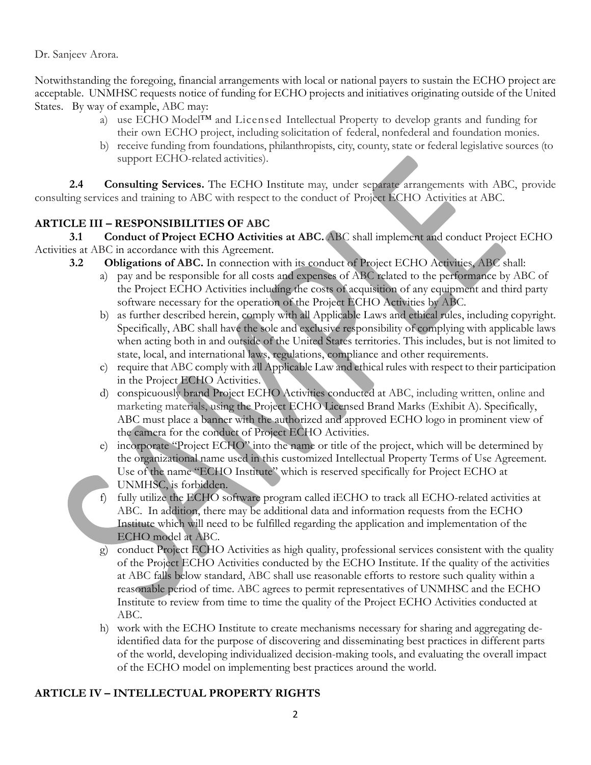Dr. Sanjeev Arora.

Notwithstanding the foregoing, financial arrangements with local or national payers to sustain the ECHO project are acceptable. UNMHSC requests notice of funding for ECHO projects and initiatives originating outside of the United States. By way of example, ABC may:

a) use ECHO Model™ and Licensed Intellectual Property to develop grants and funding for their own ECHO project, including solicitation of federal, nonfederal and foundation monies.
b) receive funding from foundations, philanthropists, city, county, state or federal legislative sources (to support ECHO-related activities).

**2.4 Consulting Services.** The ECHO Institute may, under separate arrangements with ABC, provide consulting services and training to ABC with respect to the conduct of Project ECHO Activities at ABC.

## ARTICLE III – RESPONSIBILITIES OF ABC

**3.1 Conduct of Project ECHO Activities at ABC.** ABC shall implement and conduct Project ECHO Activities at ABC in accordance with this Agreement.

**3.2 Obligations of ABC.** In connection with its conduct of Project ECHO Activities, ABC shall:

a) pay and be responsible for all costs and expenses of ABC related to the performance by ABC of the Project ECHO Activities including the costs of acquisition of any equipment and third party software necessary for the operation of the Project ECHO Activities by ABC.
b) as further described herein, comply with all Applicable Laws and ethical rules, including copyright. Specifically, ABC shall have the sole and exclusive responsibility of complying with applicable laws when acting both in and outside of the United States territories. This includes, but is not limited to state, local, and international laws, regulations, compliance and other requirements.
c) require that ABC comply with all Applicable Law and ethical rules with respect to their participation in the Project ECHO Activities.
d) conspicuously brand Project ECHO Activities conducted at ABC, including written, online and marketing materials, using the Project ECHO Licensed Brand Marks (Exhibit A). Specifically, ABC must place a banner with the authorized and approved ECHO logo in prominent view of the camera for the conduct of Project ECHO Activities.
e) incorporate "Project ECHO" into the name or title of the project, which will be determined by the organizational name used in this customized Intellectual Property Terms of Use Agreement. Use of the name "ECHO Institute" which is reserved specifically for Project ECHO at UNMHSC, is forbidden.
f) fully utilize the ECHO software program called iECHO to track all ECHO-related activities at ABC. In addition, there may be additional data and information requests from the ECHO Institute which will need to be fulfilled regarding the application and implementation of the ECHO model at ABC.
g) conduct Project ECHO Activities as high quality, professional services consistent with the quality of the Project ECHO Activities conducted by the ECHO Institute. If the quality of the activities at ABC falls below standard, ABC shall use reasonable efforts to restore such quality within a reasonable period of time. ABC agrees to permit representatives of UNMHSC and the ECHO Institute to review from time to time the quality of the Project ECHO Activities conducted at ABC.
h) work with the ECHO Institute to create mechanisms necessary for sharing and aggregating de-identified data for the purpose of discovering and disseminating best practices in different parts of the world, developing individualized decision-making tools, and evaluating the overall impact of the ECHO model on implementing best practices around the world.

## ARTICLE IV – INTELLECTUAL PROPERTY RIGHTS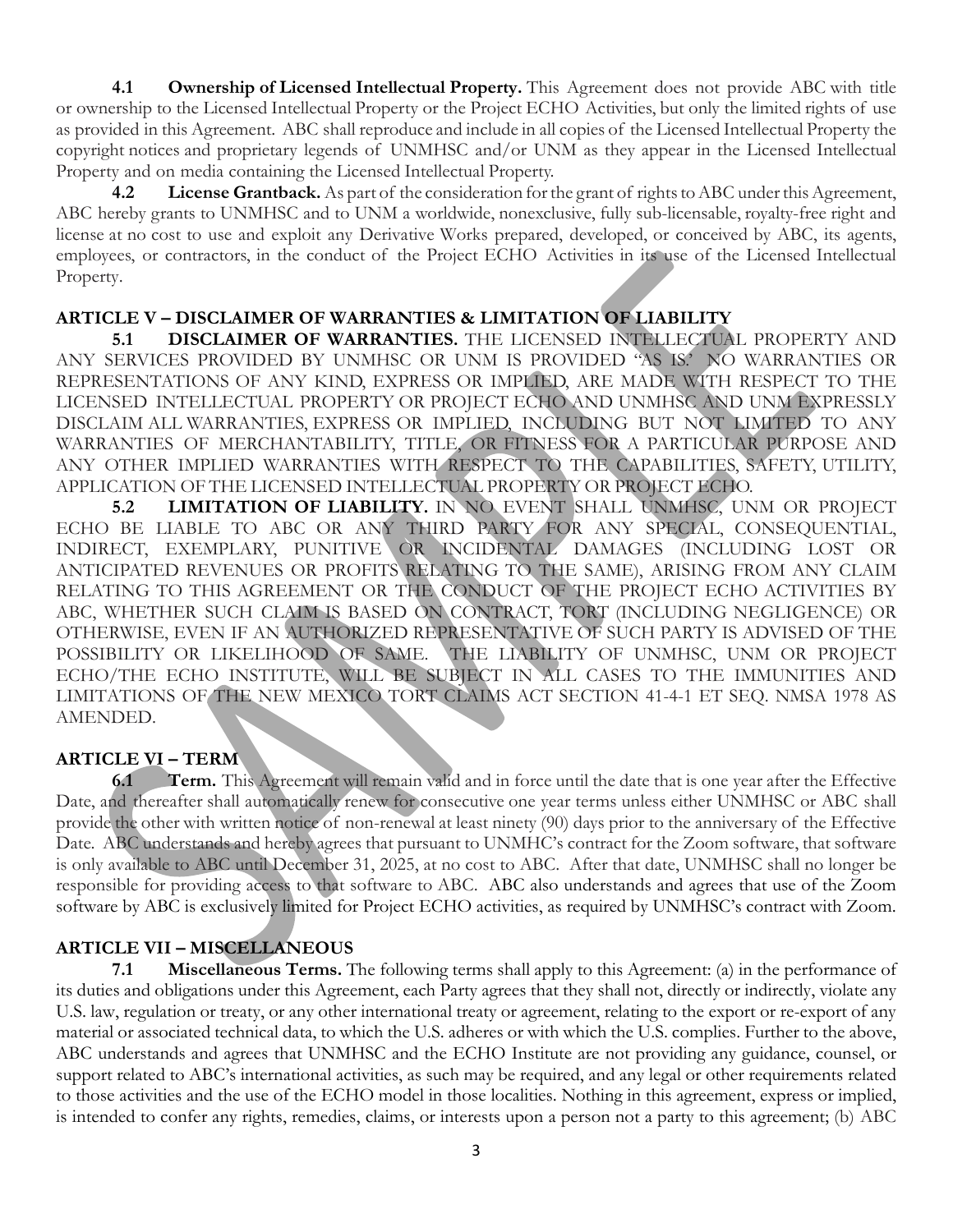**4.1 Ownership of Licensed Intellectual Property.** This Agreement does not provide ABC with title or ownership to the Licensed Intellectual Property or the Project ECHO Activities, but only the limited rights of use as provided in this Agreement. ABC shall reproduce and include in all copies of the Licensed Intellectual Property the copyright notices and proprietary legends of UNMHSC and/or UNM as they appear in the Licensed Intellectual Property and on media containing the Licensed Intellectual Property.

**4.2 License Grantback.** As part of the consideration for the grant of rights to ABC under this Agreement, ABC hereby grants to UNMHSC and to UNM a worldwide, nonexclusive, fully sub-licensable, royalty-free right and license at no cost to use and exploit any Derivative Works prepared, developed, or conceived by ABC, its agents, employees, or contractors, in the conduct of the Project ECHO Activities in its use of the Licensed Intellectual Property.

## ARTICLE V – DISCLAIMER OF WARRANTIES & LIMITATION OF LIABILITY

**5.1 DISCLAIMER OF WARRANTIES.** THE LICENSED INTELLECTUAL PROPERTY AND ANY SERVICES PROVIDED BY UNMHSC OR UNM IS PROVIDED "AS IS." NO WARRANTIES OR REPRESENTATIONS OF ANY KIND, EXPRESS OR IMPLIED, ARE MADE WITH RESPECT TO THE LICENSED INTELLECTUAL PROPERTY OR PROJECT ECHO AND UNMHSC AND UNM EXPRESSLY DISCLAIM ALL WARRANTIES, EXPRESS OR IMPLIED, INCLUDING BUT NOT LIMITED TO ANY WARRANTIES OF MERCHANTABILITY, TITLE, OR FITNESS FOR A PARTICULAR PURPOSE AND ANY OTHER IMPLIED WARRANTIES WITH RESPECT TO THE CAPABILITIES, SAFETY, UTILITY, APPLICATION OF THE LICENSED INTELLECTUAL PROPERTY OR PROJECT ECHO.

**5.2 LIMITATION OF LIABILITY.** IN NO EVENT SHALL UNMHSC, UNM OR PROJECT ECHO BE LIABLE TO ABC OR ANY THIRD PARTY FOR ANY SPECIAL, CONSEQUENTIAL, INDIRECT, EXEMPLARY, PUNITIVE OR INCIDENTAL DAMAGES (INCLUDING LOST OR ANTICIPATED REVENUES OR PROFITS RELATING TO THE SAME), ARISING FROM ANY CLAIM RELATING TO THIS AGREEMENT OR THE CONDUCT OF THE PROJECT ECHO ACTIVITIES BY ABC, WHETHER SUCH CLAIM IS BASED ON CONTRACT, TORT (INCLUDING NEGLIGENCE) OR OTHERWISE, EVEN IF AN AUTHORIZED REPRESENTATIVE OF SUCH PARTY IS ADVISED OF THE POSSIBILITY OR LIKELIHOOD OF SAME. THE LIABILITY OF UNMHSC, UNM OR PROJECT ECHO/THE ECHO INSTITUTE, WILL BE SUBJECT IN ALL CASES TO THE IMMUNITIES AND LIMITATIONS OF THE NEW MEXICO TORT CLAIMS ACT SECTION 41-4-1 ET SEQ. NMSA 1978 AS AMENDED.

## ARTICLE VI – TERM

**6.1 Term.** This Agreement will remain valid and in force until the date that is one year after the Effective Date, and thereafter shall automatically renew for consecutive one year terms unless either UNMHSC or ABC shall provide the other with written notice of non-renewal at least ninety (90) days prior to the anniversary of the Effective Date. ABC understands and hereby agrees that pursuant to UNMHC's contract for the Zoom software, that software is only available to ABC until December 31, 2025, at no cost to ABC. After that date, UNMHSC shall no longer be responsible for providing access to that software to ABC. ABC also understands and agrees that use of the Zoom software by ABC is exclusively limited for Project ECHO activities, as required by UNMHSC's contract with Zoom.

## ARTICLE VII – MISCELLANEOUS

**7.1 Miscellaneous Terms.** The following terms shall apply to this Agreement: (a) in the performance of its duties and obligations under this Agreement, each Party agrees that they shall not, directly or indirectly, violate any U.S. law, regulation or treaty, or any other international treaty or agreement, relating to the export or re-export of any material or associated technical data, to which the U.S. adheres or with which the U.S. complies. Further to the above, ABC understands and agrees that UNMHSC and the ECHO Institute are not providing any guidance, counsel, or support related to ABC's international activities, as such may be required, and any legal or other requirements related to those activities and the use of the ECHO model in those localities. Nothing in this agreement, express or implied, is intended to confer any rights, remedies, claims, or interests upon a person not a party to this agreement; (b) ABC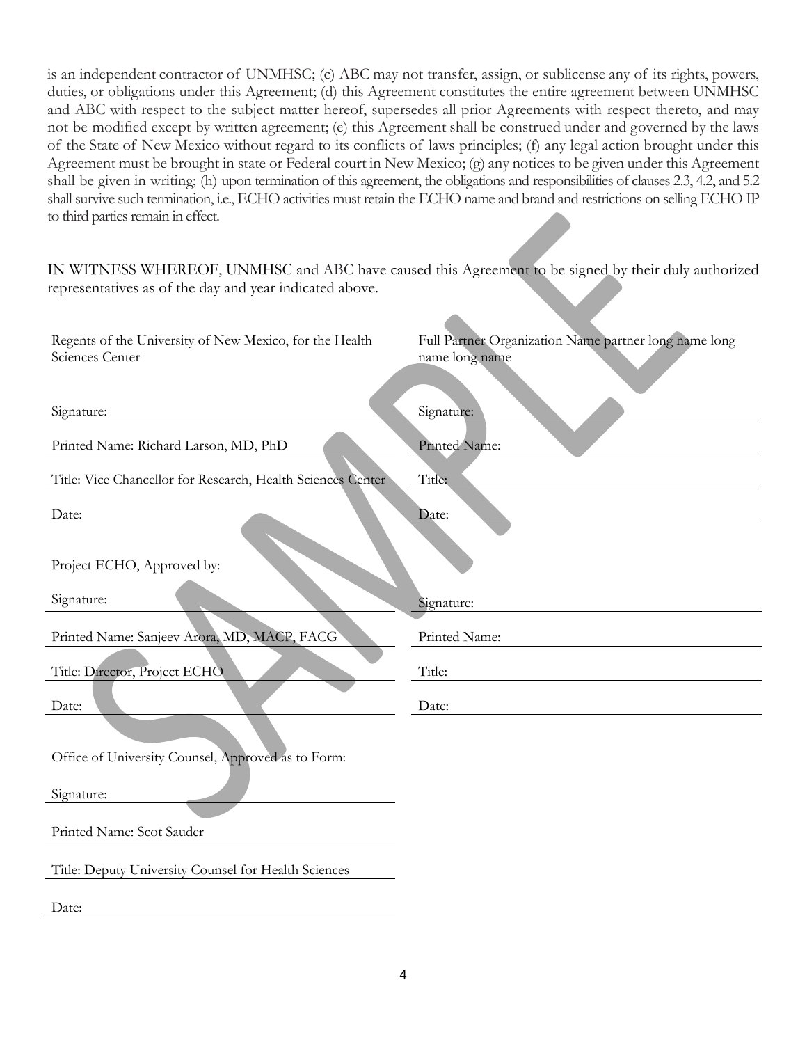is an independent contractor of UNMHSC; (c) ABC may not transfer, assign, or sublicense any of its rights, powers, duties, or obligations under this Agreement; (d) this Agreement constitutes the entire agreement between UNMHSC and ABC with respect to the subject matter hereof, supersedes all prior Agreements with respect thereto, and may not be modified except by written agreement; (e) this Agreement shall be construed under and governed by the laws of the State of New Mexico without regard to its conflicts of laws principles; (f) any legal action brought under this Agreement must be brought in state or Federal court in New Mexico; (g) any notices to be given under this Agreement shall be given in writing; (h) upon termination of this agreement, the obligations and responsibilities of clauses 2.3, 4.2, and 5.2 shall survive such termination, i.e., ECHO activities must retain the ECHO name and brand and restrictions on selling ECHO IP to third parties remain in effect.

IN WITNESS WHEREOF, UNMHSC and ABC have caused this Agreement to be signed by their duly authorized representatives as of the day and year indicated above.

Regents of the University of New Mexico, for the Health Sciences Center

Signature:

Printed Name: Richard Larson, MD, PhD

Title: Vice Chancellor for Research, Health Sciences Center

Date:

Project ECHO, Approved by:

Signature:

Printed Name: Sanjeev Arora, MD, MACP, FACG

Title: Director, Project ECHO

Date:

Office of University Counsel, Approved as to Form:

Signature:

Printed Name: Scot Sauder

Title: Deputy University Counsel for Health Sciences

Date:

Full Partner Organization Name partner long name long name long name

Signature:

Printed Name:

Title:

Date:

Signature:

Printed Name:

Title:

Date: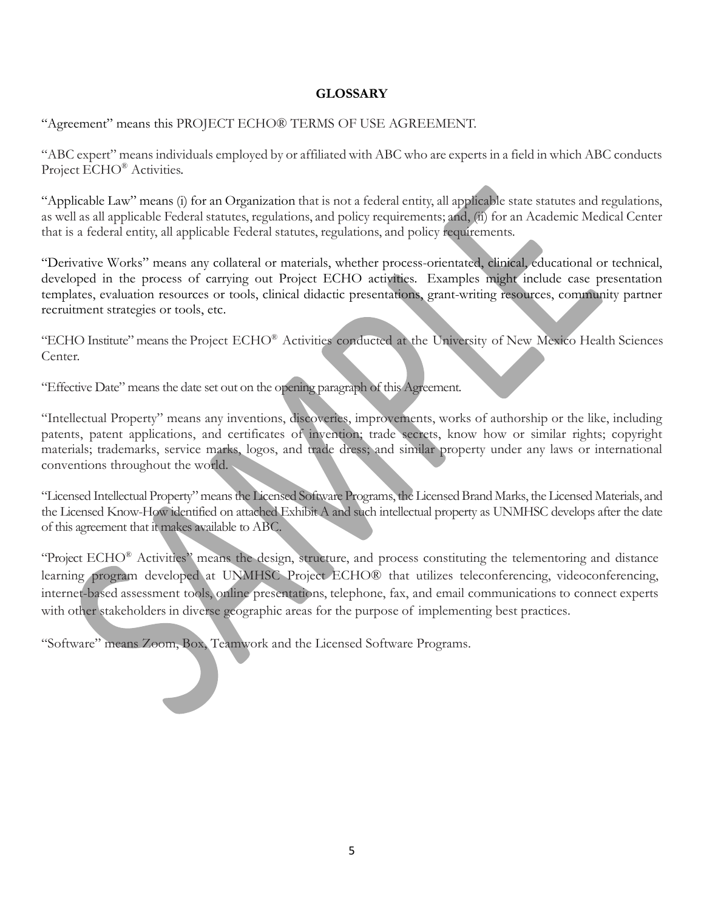**GLOSSARY**

"Agreement" means this PROJECT ECHO® TERMS OF USE AGREEMENT.

"ABC expert" means individuals employed by or affiliated with ABC who are experts in a field in which ABC conducts Project ECHO® Activities.

"Applicable Law" means (i) for an Organization that is not a federal entity, all applicable state statutes and regulations, as well as all applicable Federal statutes, regulations, and policy requirements; and, (ii) for an Academic Medical Center that is a federal entity, all applicable Federal statutes, regulations, and policy requirements.

"Derivative Works" means any collateral or materials, whether process-orientated, clinical, educational or technical, developed in the process of carrying out Project ECHO activities. Examples might include case presentation templates, evaluation resources or tools, clinical didactic presentations, grant-writing resources, community partner recruitment strategies or tools, etc.

"ECHO Institute" means the Project ECHO® Activities conducted at the University of New Mexico Health Sciences Center.

"Effective Date" means the date set out on the opening paragraph of this Agreement.

"Intellectual Property" means any inventions, discoveries, improvements, works of authorship or the like, including patents, patent applications, and certificates of invention; trade secrets, know how or similar rights; copyright materials; trademarks, service marks, logos, and trade dress; and similar property under any laws or international conventions throughout the world.

"Licensed Intellectual Property" means the Licensed Software Programs, the Licensed Brand Marks, the Licensed Materials, and the Licensed Know-How identified on attached Exhibit A and such intellectual property as UNMHSC develops after the date of this agreement that it makes available to ABC.

"Project ECHO® Activities" means the design, structure, and process constituting the telementoring and distance learning program developed at UNMHSC Project ECHO® that utilizes teleconferencing, videoconferencing, internet-based assessment tools, online presentations, telephone, fax, and email communications to connect experts with other stakeholders in diverse geographic areas for the purpose of implementing best practices.

"Software" means Zoom, Box, Teamwork and the Licensed Software Programs.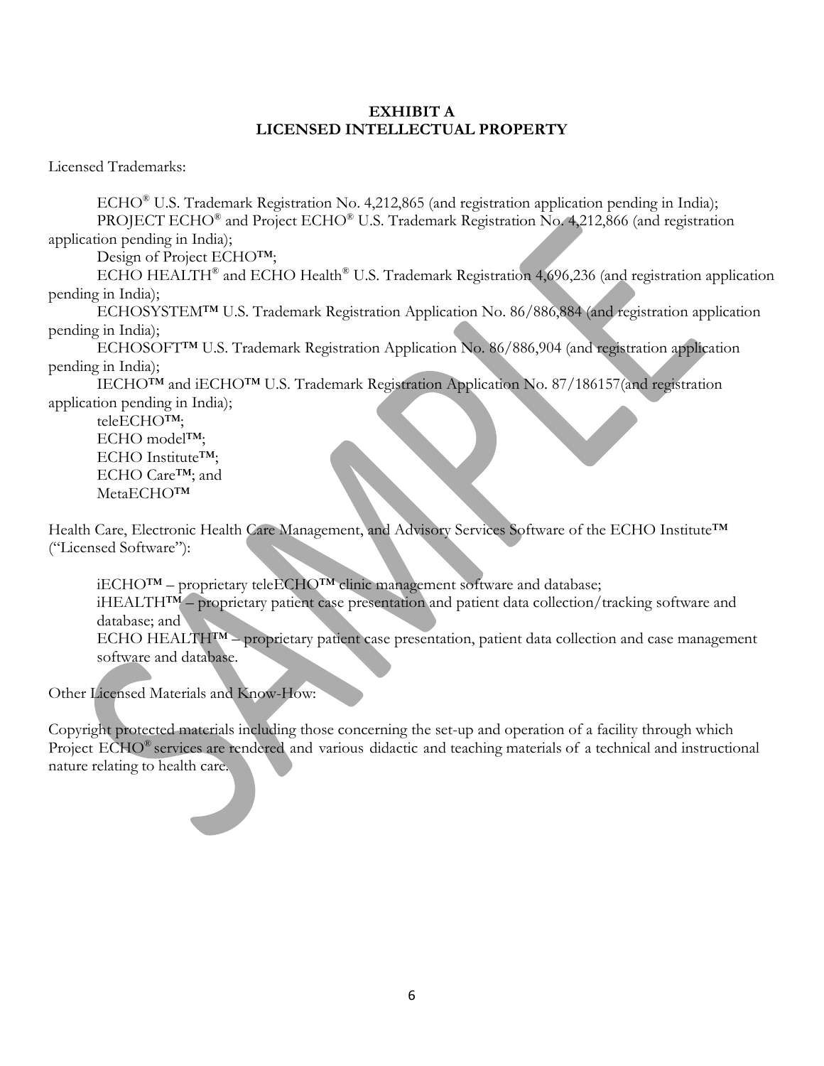**EXHIBIT A**
**LICENSED INTELLECTUAL PROPERTY**

Licensed Trademarks:

ECHO® U.S. Trademark Registration No. 4,212,865 (and registration application pending in India);
PROJECT ECHO® and Project ECHO® U.S. Trademark Registration No. 4,212,866 (and registration application pending in India);
Design of Project ECHO™;
ECHO HEALTH® and ECHO Health® U.S. Trademark Registration 4,696,236 (and registration application pending in India);
ECHOSYSTEM™ U.S. Trademark Registration Application No. 86/886,884 (and registration application pending in India);
ECHOSOFT™ U.S. Trademark Registration Application No. 86/886,904 (and registration application pending in India);
IECHO™ and iECHO™ U.S. Trademark Registration Application No. 87/186157(and registration application pending in India);
teleECHO™;
ECHO model™;
ECHO Institute™;
ECHO Care™; and
MetaECHO™

Health Care, Electronic Health Care Management, and Advisory Services Software of the ECHO Institute™ ("Licensed Software"):

iECHO™ – proprietary teleECHO™ clinic management software and database;
iHEALTH™ – proprietary patient case presentation and patient data collection/tracking software and database; and
ECHO HEALTH™ – proprietary patient case presentation, patient data collection and case management software and database.

Other Licensed Materials and Know-How:

Copyright protected materials including those concerning the set-up and operation of a facility through which Project ECHO® services are rendered and various didactic and teaching materials of a technical and instructional nature relating to health care.